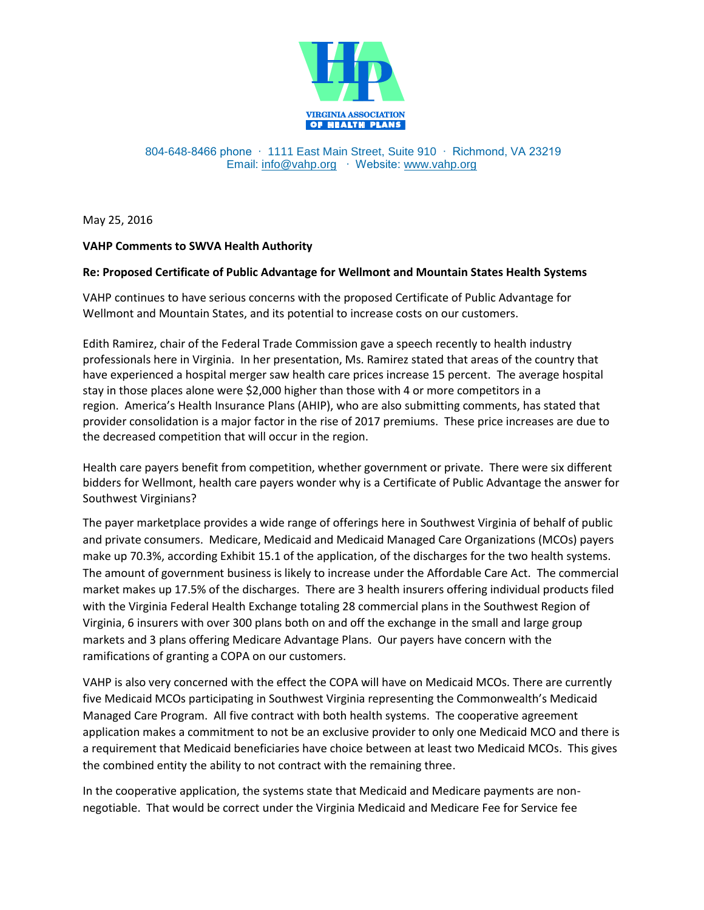VIRGINIA ASSOCIATION OF HEALTH PLANS

804-648-8466 phone · 1111 East Main Street, Suite 910 · Richmond, VA 23219
Email: info@vahp.org · Website: www.vahp.org

May 25, 2016

**VAHP Comments to SWVA Health Authority**

**Re: Proposed Certificate of Public Advantage for Wellmont and Mountain States Health Systems**

VAHP continues to have serious concerns with the proposed Certificate of Public Advantage for Wellmont and Mountain States, and its potential to increase costs on our customers.

Edith Ramirez, chair of the Federal Trade Commission gave a speech recently to health industry professionals here in Virginia. In her presentation, Ms. Ramirez stated that areas of the country that have experienced a hospital merger saw health care prices increase 15 percent. The average hospital stay in those places alone were $2,000 higher than those with 4 or more competitors in a region. America's Health Insurance Plans (AHIP), who are also submitting comments, has stated that provider consolidation is a major factor in the rise of 2017 premiums. These price increases are due to the decreased competition that will occur in the region.

Health care payers benefit from competition, whether government or private. There were six different bidders for Wellmont, health care payers wonder why is a Certificate of Public Advantage the answer for Southwest Virginians?

The payer marketplace provides a wide range of offerings here in Southwest Virginia of behalf of public and private consumers. Medicare, Medicaid and Medicaid Managed Care Organizations (MCOs) payers make up 70.3%, according Exhibit 15.1 of the application, of the discharges for the two health systems. The amount of government business is likely to increase under the Affordable Care Act. The commercial market makes up 17.5% of the discharges. There are 3 health insurers offering individual products filed with the Virginia Federal Health Exchange totaling 28 commercial plans in the Southwest Region of Virginia, 6 insurers with over 300 plans both on and off the exchange in the small and large group markets and 3 plans offering Medicare Advantage Plans. Our payers have concern with the ramifications of granting a COPA on our customers.

VAHP is also very concerned with the effect the COPA will have on Medicaid MCOs. There are currently five Medicaid MCOs participating in Southwest Virginia representing the Commonwealth's Medicaid Managed Care Program. All five contract with both health systems. The cooperative agreement application makes a commitment to not be an exclusive provider to only one Medicaid MCO and there is a requirement that Medicaid beneficiaries have choice between at least two Medicaid MCOs. This gives the combined entity the ability to not contract with the remaining three.

In the cooperative application, the systems state that Medicaid and Medicare payments are non-negotiable. That would be correct under the Virginia Medicaid and Medicare Fee for Service fee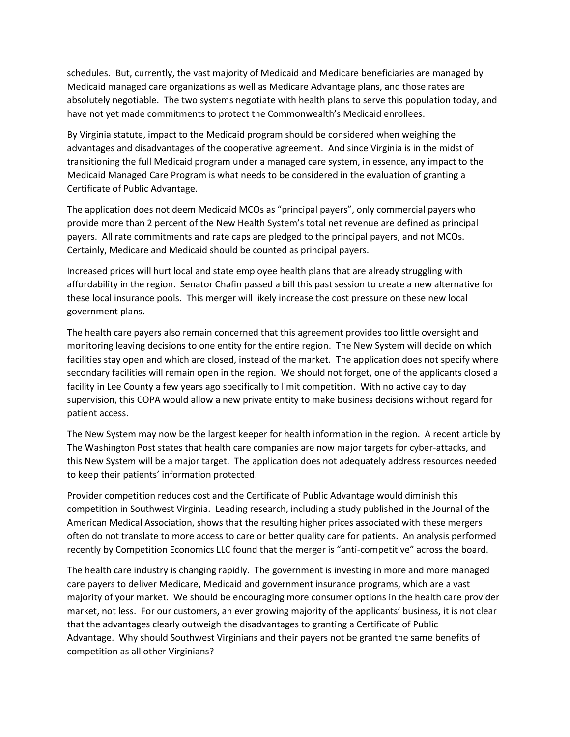schedules. But, currently, the vast majority of Medicaid and Medicare beneficiaries are managed by Medicaid managed care organizations as well as Medicare Advantage plans, and those rates are absolutely negotiable. The two systems negotiate with health plans to serve this population today, and have not yet made commitments to protect the Commonwealth's Medicaid enrollees.

By Virginia statute, impact to the Medicaid program should be considered when weighing the advantages and disadvantages of the cooperative agreement. And since Virginia is in the midst of transitioning the full Medicaid program under a managed care system, in essence, any impact to the Medicaid Managed Care Program is what needs to be considered in the evaluation of granting a Certificate of Public Advantage.

The application does not deem Medicaid MCOs as "principal payers", only commercial payers who provide more than 2 percent of the New Health System's total net revenue are defined as principal payers. All rate commitments and rate caps are pledged to the principal payers, and not MCOs. Certainly, Medicare and Medicaid should be counted as principal payers.

Increased prices will hurt local and state employee health plans that are already struggling with affordability in the region. Senator Chafin passed a bill this past session to create a new alternative for these local insurance pools. This merger will likely increase the cost pressure on these new local government plans.

The health care payers also remain concerned that this agreement provides too little oversight and monitoring leaving decisions to one entity for the entire region. The New System will decide on which facilities stay open and which are closed, instead of the market. The application does not specify where secondary facilities will remain open in the region. We should not forget, one of the applicants closed a facility in Lee County a few years ago specifically to limit competition. With no active day to day supervision, this COPA would allow a new private entity to make business decisions without regard for patient access.

The New System may now be the largest keeper for health information in the region. A recent article by The Washington Post states that health care companies are now major targets for cyber-attacks, and this New System will be a major target. The application does not adequately address resources needed to keep their patients' information protected.

Provider competition reduces cost and the Certificate of Public Advantage would diminish this competition in Southwest Virginia. Leading research, including a study published in the Journal of the American Medical Association, shows that the resulting higher prices associated with these mergers often do not translate to more access to care or better quality care for patients. An analysis performed recently by Competition Economics LLC found that the merger is "anti-competitive" across the board.

The health care industry is changing rapidly. The government is investing in more and more managed care payers to deliver Medicare, Medicaid and government insurance programs, which are a vast majority of your market. We should be encouraging more consumer options in the health care provider market, not less. For our customers, an ever growing majority of the applicants' business, it is not clear that the advantages clearly outweigh the disadvantages to granting a Certificate of Public Advantage. Why should Southwest Virginians and their payers not be granted the same benefits of competition as all other Virginians?